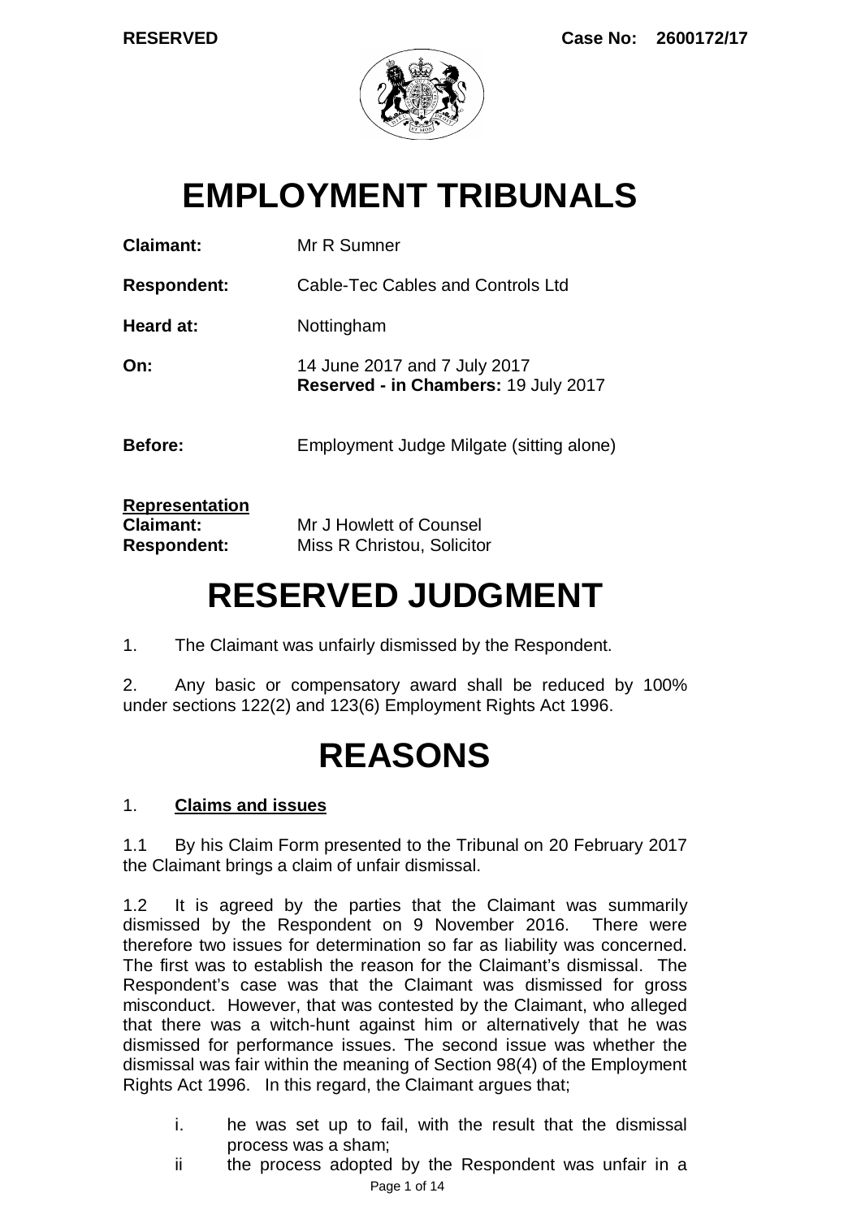**RESERVED** **Case No: 2600172/17**

# EMPLOYMENT TRIBUNALS

**Claimant:** Mr R Sumner

**Respondent:** Cable-Tec Cables and Controls Ltd

**Heard at:** Nottingham

**On:** 14 June 2017 and 7 July 2017
**Reserved - in Chambers:** 19 July 2017

**Before:** Employment Judge Milgate (sitting alone)

**Representation**
**Claimant:** Mr J Howlett of Counsel
**Respondent:** Miss R Christou, Solicitor

# RESERVED JUDGMENT

1. The Claimant was unfairly dismissed by the Respondent.

2. Any basic or compensatory award shall be reduced by 100% under sections 122(2) and 123(6) Employment Rights Act 1996.

# REASONS

## 1. Claims and issues

1.1 By his Claim Form presented to the Tribunal on 20 February 2017 the Claimant brings a claim of unfair dismissal.

1.2 It is agreed by the parties that the Claimant was summarily dismissed by the Respondent on 9 November 2016. There were therefore two issues for determination so far as liability was concerned. The first was to establish the reason for the Claimant's dismissal. The Respondent's case was that the Claimant was dismissed for gross misconduct. However, that was contested by the Claimant, who alleged that there was a witch-hunt against him or alternatively that he was dismissed for performance issues. The second issue was whether the dismissal was fair within the meaning of Section 98(4) of the Employment Rights Act 1996. In this regard, the Claimant argues that;

i. he was set up to fail, with the result that the dismissal process was a sham;

ii the process adopted by the Respondent was unfair in a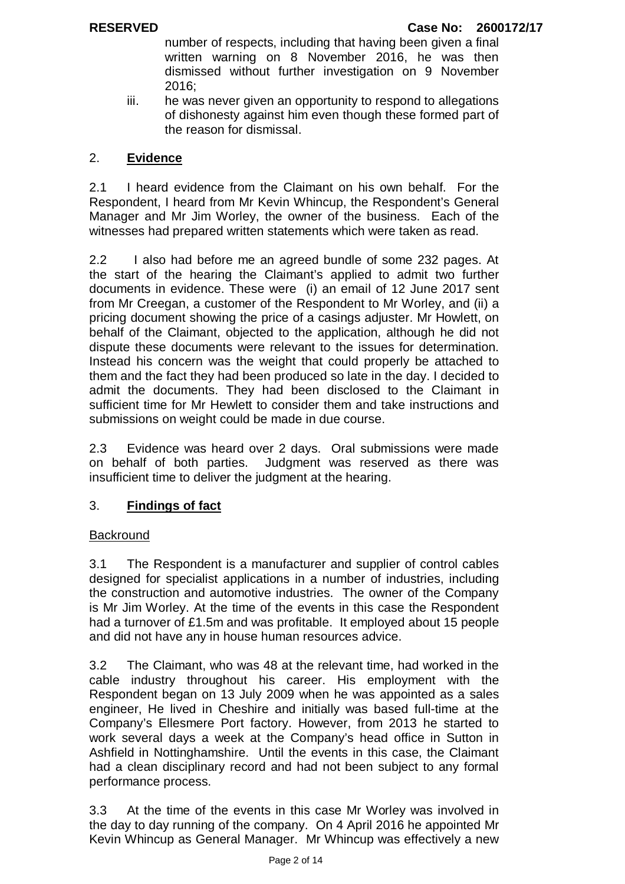number of respects, including that having been given a final written warning on 8 November 2016, he was then dismissed without further investigation on 9 November 2016;

iii. he was never given an opportunity to respond to allegations of dishonesty against him even though these formed part of the reason for dismissal.

## 2. **Evidence**

2.1 I heard evidence from the Claimant on his own behalf. For the Respondent, I heard from Mr Kevin Whincup, the Respondent's General Manager and Mr Jim Worley, the owner of the business. Each of the witnesses had prepared written statements which were taken as read.

2.2 I also had before me an agreed bundle of some 232 pages. At the start of the hearing the Claimant's applied to admit two further documents in evidence. These were (i) an email of 12 June 2017 sent from Mr Creegan, a customer of the Respondent to Mr Worley, and (ii) a pricing document showing the price of a casings adjuster. Mr Howlett, on behalf of the Claimant, objected to the application, although he did not dispute these documents were relevant to the issues for determination. Instead his concern was the weight that could properly be attached to them and the fact they had been produced so late in the day. I decided to admit the documents. They had been disclosed to the Claimant in sufficient time for Mr Hewlett to consider them and take instructions and submissions on weight could be made in due course.

2.3 Evidence was heard over 2 days. Oral submissions were made on behalf of both parties. Judgment was reserved as there was insufficient time to deliver the judgment at the hearing.

## 3. **Findings of fact**

Backround

3.1 The Respondent is a manufacturer and supplier of control cables designed for specialist applications in a number of industries, including the construction and automotive industries. The owner of the Company is Mr Jim Worley. At the time of the events in this case the Respondent had a turnover of £1.5m and was profitable. It employed about 15 people and did not have any in house human resources advice.

3.2 The Claimant, who was 48 at the relevant time, had worked in the cable industry throughout his career. His employment with the Respondent began on 13 July 2009 when he was appointed as a sales engineer, He lived in Cheshire and initially was based full-time at the Company's Ellesmere Port factory. However, from 2013 he started to work several days a week at the Company's head office in Sutton in Ashfield in Nottinghamshire. Until the events in this case, the Claimant had a clean disciplinary record and had not been subject to any formal performance process.

3.3 At the time of the events in this case Mr Worley was involved in the day to day running of the company. On 4 April 2016 he appointed Mr Kevin Whincup as General Manager. Mr Whincup was effectively a new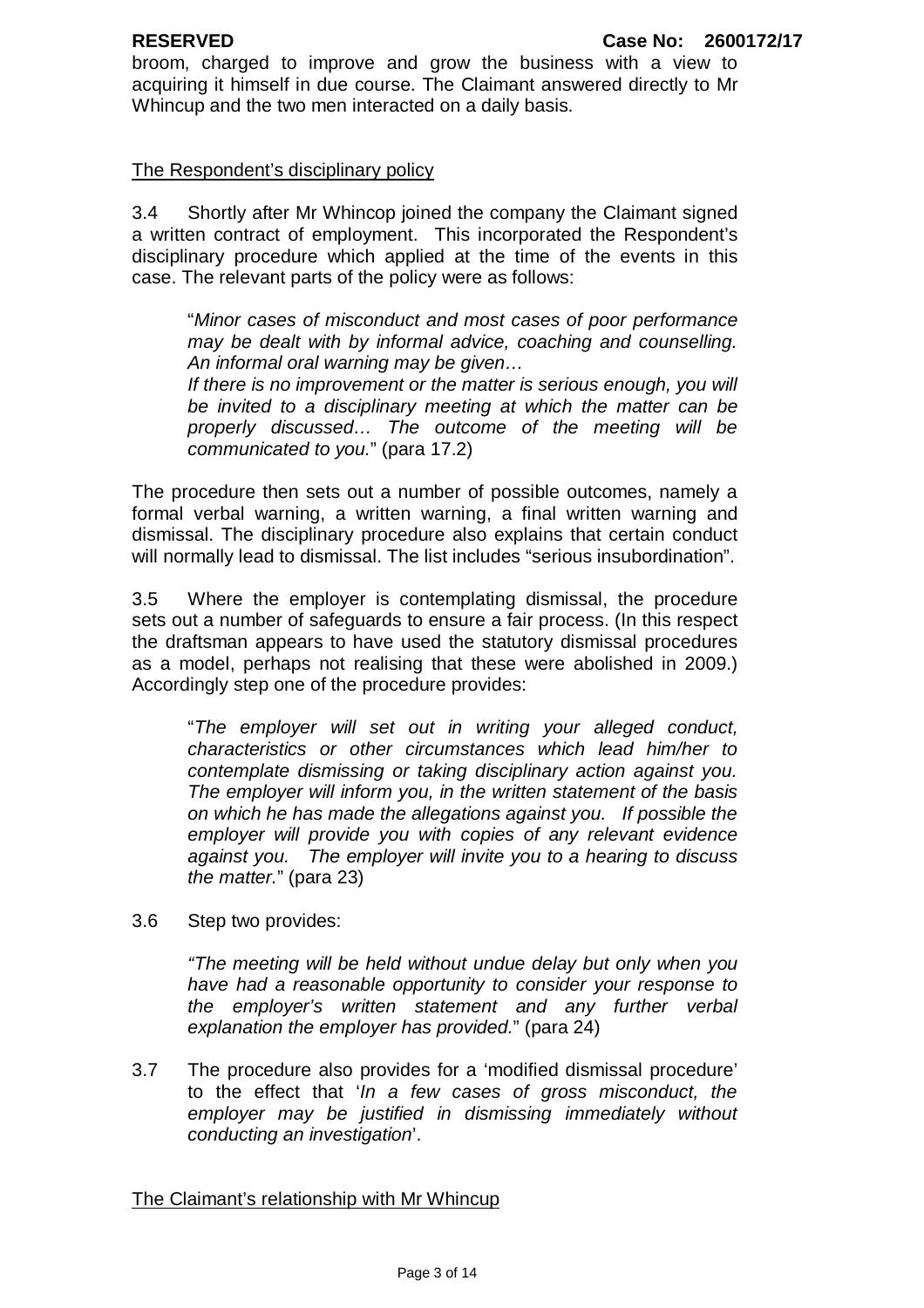broom, charged to improve and grow the business with a view to acquiring it himself in due course. The Claimant answered directly to Mr Whincup and the two men interacted on a daily basis.

## The Respondent's disciplinary policy

3.4 Shortly after Mr Whincop joined the company the Claimant signed a written contract of employment. This incorporated the Respondent's disciplinary procedure which applied at the time of the events in this case. The relevant parts of the policy were as follows:

> "*Minor cases of misconduct and most cases of poor performance may be dealt with by informal advice, coaching and counselling. An informal oral warning may be given…*
> *If there is no improvement or the matter is serious enough, you will be invited to a disciplinary meeting at which the matter can be properly discussed… The outcome of the meeting will be communicated to you.*" (para 17.2)

The procedure then sets out a number of possible outcomes, namely a formal verbal warning, a written warning, a final written warning and dismissal. The disciplinary procedure also explains that certain conduct will normally lead to dismissal. The list includes "serious insubordination".

3.5 Where the employer is contemplating dismissal, the procedure sets out a number of safeguards to ensure a fair process. (In this respect the draftsman appears to have used the statutory dismissal procedures as a model, perhaps not realising that these were abolished in 2009.) Accordingly step one of the procedure provides:

> "*The employer will set out in writing your alleged conduct, characteristics or other circumstances which lead him/her to contemplate dismissing or taking disciplinary action against you. The employer will inform you, in the written statement of the basis on which he has made the allegations against you. If possible the employer will provide you with copies of any relevant evidence against you. The employer will invite you to a hearing to discuss the matter.*" (para 23)

3.6 Step two provides:

> *"The meeting will be held without undue delay but only when you have had a reasonable opportunity to consider your response to the employer's written statement and any further verbal explanation the employer has provided.*" (para 24)

3.7 The procedure also provides for a 'modified dismissal procedure' to the effect that '*In a few cases of gross misconduct, the employer may be justified in dismissing immediately without conducting an investigation*'.

## The Claimant's relationship with Mr Whincup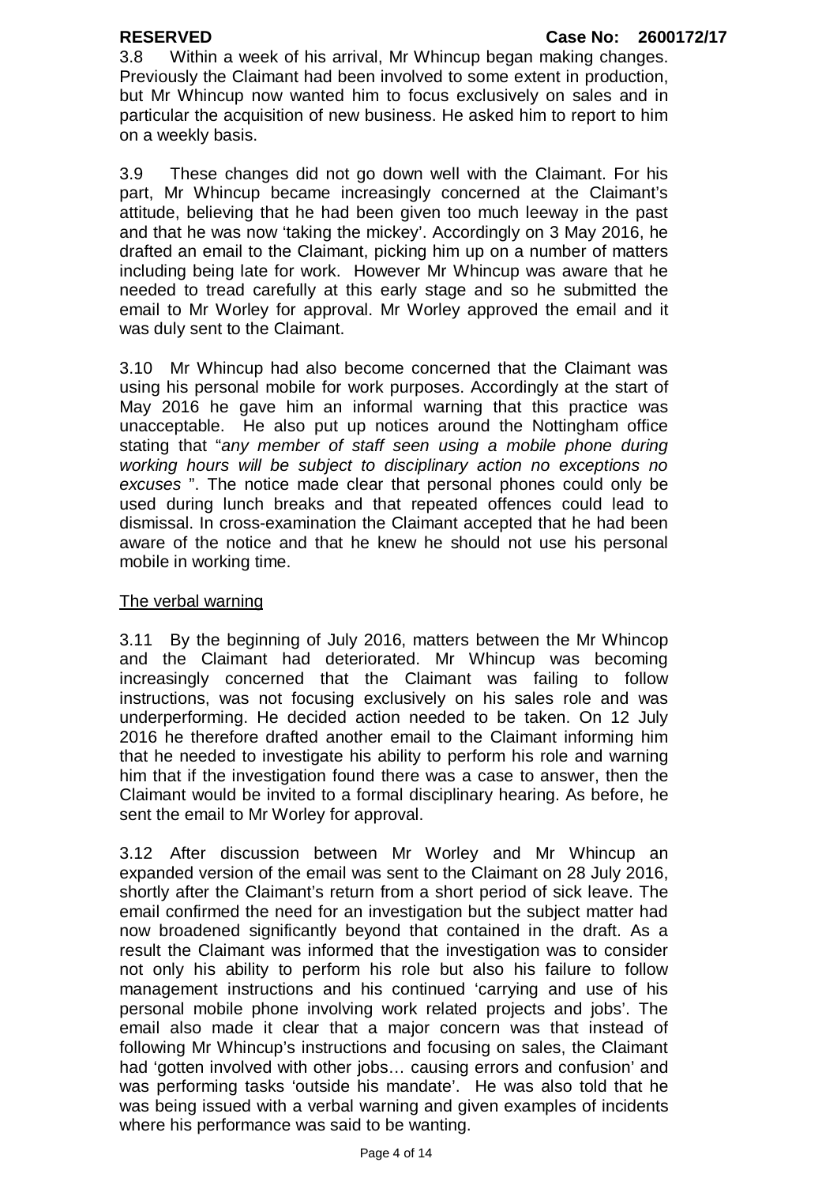3.8 Within a week of his arrival, Mr Whincup began making changes. Previously the Claimant had been involved to some extent in production, but Mr Whincup now wanted him to focus exclusively on sales and in particular the acquisition of new business. He asked him to report to him on a weekly basis.

3.9 These changes did not go down well with the Claimant. For his part, Mr Whincup became increasingly concerned at the Claimant's attitude, believing that he had been given too much leeway in the past and that he was now 'taking the mickey'. Accordingly on 3 May 2016, he drafted an email to the Claimant, picking him up on a number of matters including being late for work. However Mr Whincup was aware that he needed to tread carefully at this early stage and so he submitted the email to Mr Worley for approval. Mr Worley approved the email and it was duly sent to the Claimant.

3.10 Mr Whincup had also become concerned that the Claimant was using his personal mobile for work purposes. Accordingly at the start of May 2016 he gave him an informal warning that this practice was unacceptable. He also put up notices around the Nottingham office stating that "*any member of staff seen using a mobile phone during working hours will be subject to disciplinary action no exceptions no excuses* ". The notice made clear that personal phones could only be used during lunch breaks and that repeated offences could lead to dismissal. In cross-examination the Claimant accepted that he had been aware of the notice and that he knew he should not use his personal mobile in working time.

<u>The verbal warning</u>

3.11 By the beginning of July 2016, matters between the Mr Whincop and the Claimant had deteriorated. Mr Whincup was becoming increasingly concerned that the Claimant was failing to follow instructions, was not focusing exclusively on his sales role and was underperforming. He decided action needed to be taken. On 12 July 2016 he therefore drafted another email to the Claimant informing him that he needed to investigate his ability to perform his role and warning him that if the investigation found there was a case to answer, then the Claimant would be invited to a formal disciplinary hearing. As before, he sent the email to Mr Worley for approval.

3.12 After discussion between Mr Worley and Mr Whincup an expanded version of the email was sent to the Claimant on 28 July 2016, shortly after the Claimant's return from a short period of sick leave. The email confirmed the need for an investigation but the subject matter had now broadened significantly beyond that contained in the draft. As a result the Claimant was informed that the investigation was to consider not only his ability to perform his role but also his failure to follow management instructions and his continued 'carrying and use of his personal mobile phone involving work related projects and jobs'. The email also made it clear that a major concern was that instead of following Mr Whincup's instructions and focusing on sales, the Claimant had 'gotten involved with other jobs… causing errors and confusion' and was performing tasks 'outside his mandate'. He was also told that he was being issued with a verbal warning and given examples of incidents where his performance was said to be wanting.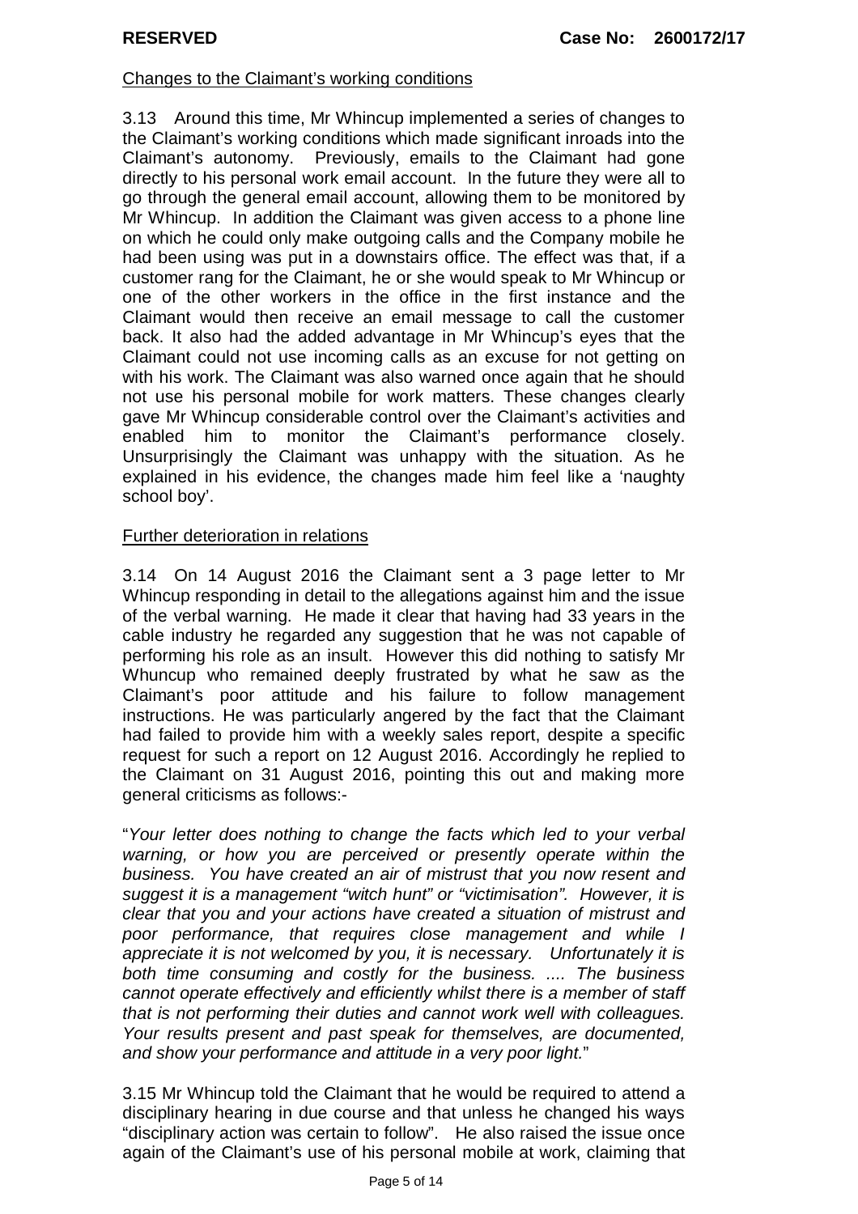Changes to the Claimant's working conditions

3.13 Around this time, Mr Whincup implemented a series of changes to the Claimant's working conditions which made significant inroads into the Claimant's autonomy. Previously, emails to the Claimant had gone directly to his personal work email account. In the future they were all to go through the general email account, allowing them to be monitored by Mr Whincup. In addition the Claimant was given access to a phone line on which he could only make outgoing calls and the Company mobile he had been using was put in a downstairs office. The effect was that, if a customer rang for the Claimant, he or she would speak to Mr Whincup or one of the other workers in the office in the first instance and the Claimant would then receive an email message to call the customer back. It also had the added advantage in Mr Whincup's eyes that the Claimant could not use incoming calls as an excuse for not getting on with his work. The Claimant was also warned once again that he should not use his personal mobile for work matters. These changes clearly gave Mr Whincup considerable control over the Claimant's activities and enabled him to monitor the Claimant's performance closely. Unsurprisingly the Claimant was unhappy with the situation. As he explained in his evidence, the changes made him feel like a 'naughty school boy'.

Further deterioration in relations

3.14 On 14 August 2016 the Claimant sent a 3 page letter to Mr Whincup responding in detail to the allegations against him and the issue of the verbal warning. He made it clear that having had 33 years in the cable industry he regarded any suggestion that he was not capable of performing his role as an insult. However this did nothing to satisfy Mr Whuncup who remained deeply frustrated by what he saw as the Claimant's poor attitude and his failure to follow management instructions. He was particularly angered by the fact that the Claimant had failed to provide him with a weekly sales report, despite a specific request for such a report on 12 August 2016. Accordingly he replied to the Claimant on 31 August 2016, pointing this out and making more general criticisms as follows:-

"*Your letter does nothing to change the facts which led to your verbal warning, or how you are perceived or presently operate within the business. You have created an air of mistrust that you now resent and suggest it is a management "witch hunt" or "victimisation". However, it is clear that you and your actions have created a situation of mistrust and poor performance, that requires close management and while I appreciate it is not welcomed by you, it is necessary. Unfortunately it is both time consuming and costly for the business. .... The business cannot operate effectively and efficiently whilst there is a member of staff that is not performing their duties and cannot work well with colleagues. Your results present and past speak for themselves, are documented, and show your performance and attitude in a very poor light.*"

3.15 Mr Whincup told the Claimant that he would be required to attend a disciplinary hearing in due course and that unless he changed his ways "disciplinary action was certain to follow". He also raised the issue once again of the Claimant's use of his personal mobile at work, claiming that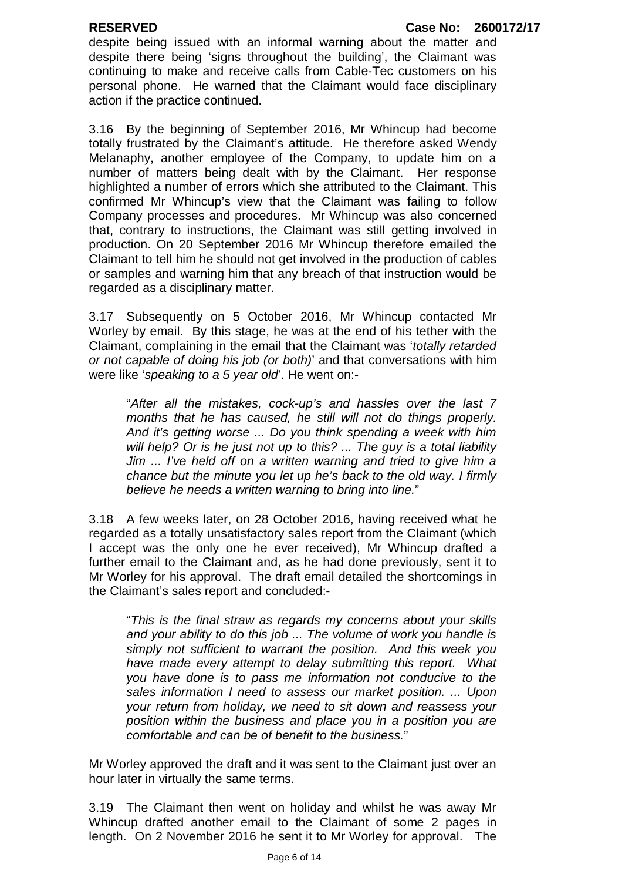despite being issued with an informal warning about the matter and despite there being 'signs throughout the building', the Claimant was continuing to make and receive calls from Cable-Tec customers on his personal phone. He warned that the Claimant would face disciplinary action if the practice continued.

3.16 By the beginning of September 2016, Mr Whincup had become totally frustrated by the Claimant's attitude. He therefore asked Wendy Melanaphy, another employee of the Company, to update him on a number of matters being dealt with by the Claimant. Her response highlighted a number of errors which she attributed to the Claimant. This confirmed Mr Whincup's view that the Claimant was failing to follow Company processes and procedures. Mr Whincup was also concerned that, contrary to instructions, the Claimant was still getting involved in production. On 20 September 2016 Mr Whincup therefore emailed the Claimant to tell him he should not get involved in the production of cables or samples and warning him that any breach of that instruction would be regarded as a disciplinary matter.

3.17 Subsequently on 5 October 2016, Mr Whincup contacted Mr Worley by email. By this stage, he was at the end of his tether with the Claimant, complaining in the email that the Claimant was '*totally retarded or not capable of doing his job (or both)*' and that conversations with him were like '*speaking to a 5 year old*'. He went on:-

> "*After all the mistakes, cock-up's and hassles over the last 7 months that he has caused, he still will not do things properly. And it's getting worse ... Do you think spending a week with him will help? Or is he just not up to this? ... The guy is a total liability Jim ... I've held off on a written warning and tried to give him a chance but the minute you let up he's back to the old way. I firmly believe he needs a written warning to bring into line.*"

3.18 A few weeks later, on 28 October 2016, having received what he regarded as a totally unsatisfactory sales report from the Claimant (which I accept was the only one he ever received), Mr Whincup drafted a further email to the Claimant and, as he had done previously, sent it to Mr Worley for his approval. The draft email detailed the shortcomings in the Claimant's sales report and concluded:-

> "*This is the final straw as regards my concerns about your skills and your ability to do this job ... The volume of work you handle is simply not sufficient to warrant the position. And this week you have made every attempt to delay submitting this report. What you have done is to pass me information not conducive to the sales information I need to assess our market position. ... Upon your return from holiday, we need to sit down and reassess your position within the business and place you in a position you are comfortable and can be of benefit to the business.*"

Mr Worley approved the draft and it was sent to the Claimant just over an hour later in virtually the same terms.

3.19 The Claimant then went on holiday and whilst he was away Mr Whincup drafted another email to the Claimant of some 2 pages in length. On 2 November 2016 he sent it to Mr Worley for approval. The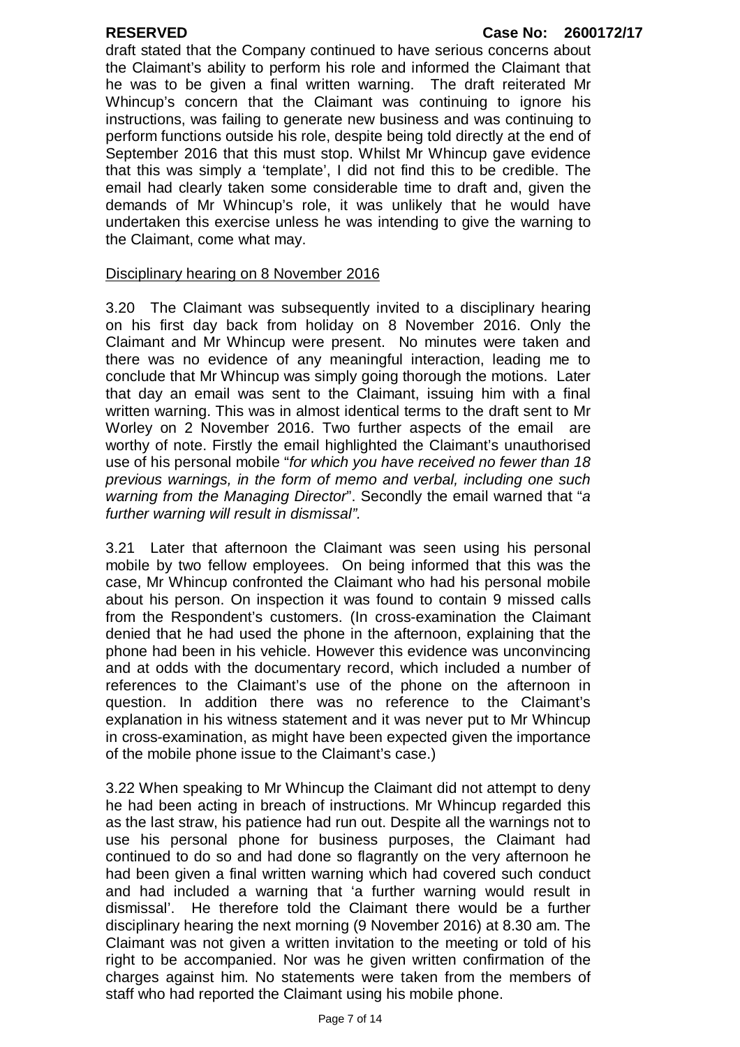draft stated that the Company continued to have serious concerns about the Claimant's ability to perform his role and informed the Claimant that he was to be given a final written warning. The draft reiterated Mr Whincup's concern that the Claimant was continuing to ignore his instructions, was failing to generate new business and was continuing to perform functions outside his role, despite being told directly at the end of September 2016 that this must stop. Whilst Mr Whincup gave evidence that this was simply a 'template', I did not find this to be credible. The email had clearly taken some considerable time to draft and, given the demands of Mr Whincup's role, it was unlikely that he would have undertaken this exercise unless he was intending to give the warning to the Claimant, come what may.

Disciplinary hearing on 8 November 2016

3.20 The Claimant was subsequently invited to a disciplinary hearing on his first day back from holiday on 8 November 2016. Only the Claimant and Mr Whincup were present. No minutes were taken and there was no evidence of any meaningful interaction, leading me to conclude that Mr Whincup was simply going thorough the motions. Later that day an email was sent to the Claimant, issuing him with a final written warning. This was in almost identical terms to the draft sent to Mr Worley on 2 November 2016. Two further aspects of the email are worthy of note. Firstly the email highlighted the Claimant's unauthorised use of his personal mobile "*for which you have received no fewer than 18 previous warnings, in the form of memo and verbal, including one such warning from the Managing Director*". Secondly the email warned that "*a further warning will result in dismissal".*

3.21 Later that afternoon the Claimant was seen using his personal mobile by two fellow employees. On being informed that this was the case, Mr Whincup confronted the Claimant who had his personal mobile about his person. On inspection it was found to contain 9 missed calls from the Respondent's customers. (In cross-examination the Claimant denied that he had used the phone in the afternoon, explaining that the phone had been in his vehicle. However this evidence was unconvincing and at odds with the documentary record, which included a number of references to the Claimant's use of the phone on the afternoon in question. In addition there was no reference to the Claimant's explanation in his witness statement and it was never put to Mr Whincup in cross-examination, as might have been expected given the importance of the mobile phone issue to the Claimant's case.)

3.22 When speaking to Mr Whincup the Claimant did not attempt to deny he had been acting in breach of instructions. Mr Whincup regarded this as the last straw, his patience had run out. Despite all the warnings not to use his personal phone for business purposes, the Claimant had continued to do so and had done so flagrantly on the very afternoon he had been given a final written warning which had covered such conduct and had included a warning that 'a further warning would result in dismissal'. He therefore told the Claimant there would be a further disciplinary hearing the next morning (9 November 2016) at 8.30 am. The Claimant was not given a written invitation to the meeting or told of his right to be accompanied. Nor was he given written confirmation of the charges against him. No statements were taken from the members of staff who had reported the Claimant using his mobile phone.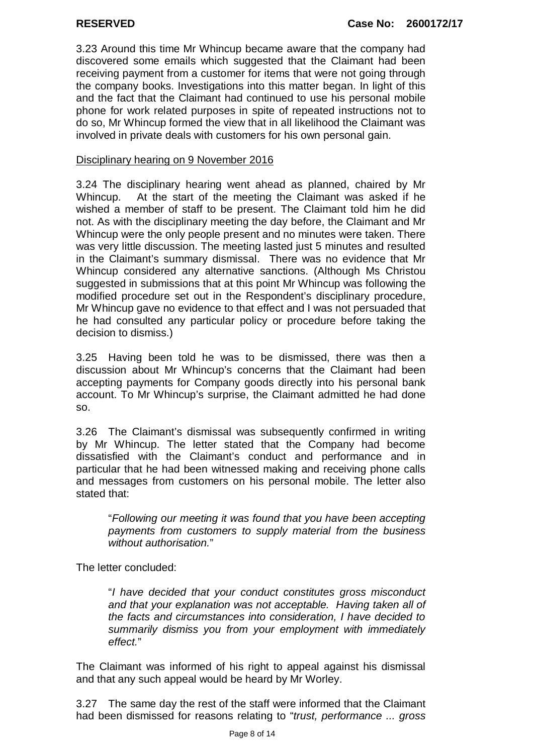3.23 Around this time Mr Whincup became aware that the company had discovered some emails which suggested that the Claimant had been receiving payment from a customer for items that were not going through the company books. Investigations into this matter began. In light of this and the fact that the Claimant had continued to use his personal mobile phone for work related purposes in spite of repeated instructions not to do so, Mr Whincup formed the view that in all likelihood the Claimant was involved in private deals with customers for his own personal gain.

Disciplinary hearing on 9 November 2016

3.24 The disciplinary hearing went ahead as planned, chaired by Mr Whincup. At the start of the meeting the Claimant was asked if he wished a member of staff to be present. The Claimant told him he did not. As with the disciplinary meeting the day before, the Claimant and Mr Whincup were the only people present and no minutes were taken. There was very little discussion. The meeting lasted just 5 minutes and resulted in the Claimant's summary dismissal. There was no evidence that Mr Whincup considered any alternative sanctions. (Although Ms Christou suggested in submissions that at this point Mr Whincup was following the modified procedure set out in the Respondent's disciplinary procedure, Mr Whincup gave no evidence to that effect and I was not persuaded that he had consulted any particular policy or procedure before taking the decision to dismiss.)

3.25 Having been told he was to be dismissed, there was then a discussion about Mr Whincup's concerns that the Claimant had been accepting payments for Company goods directly into his personal bank account. To Mr Whincup's surprise, the Claimant admitted he had done so.

3.26 The Claimant's dismissal was subsequently confirmed in writing by Mr Whincup. The letter stated that the Company had become dissatisfied with the Claimant's conduct and performance and in particular that he had been witnessed making and receiving phone calls and messages from customers on his personal mobile. The letter also stated that:

> "*Following our meeting it was found that you have been accepting payments from customers to supply material from the business without authorisation.*"

The letter concluded:

> "*I have decided that your conduct constitutes gross misconduct and that your explanation was not acceptable. Having taken all of the facts and circumstances into consideration, I have decided to summarily dismiss you from your employment with immediately effect.*"

The Claimant was informed of his right to appeal against his dismissal and that any such appeal would be heard by Mr Worley.

3.27 The same day the rest of the staff were informed that the Claimant had been dismissed for reasons relating to "*trust, performance ... gross*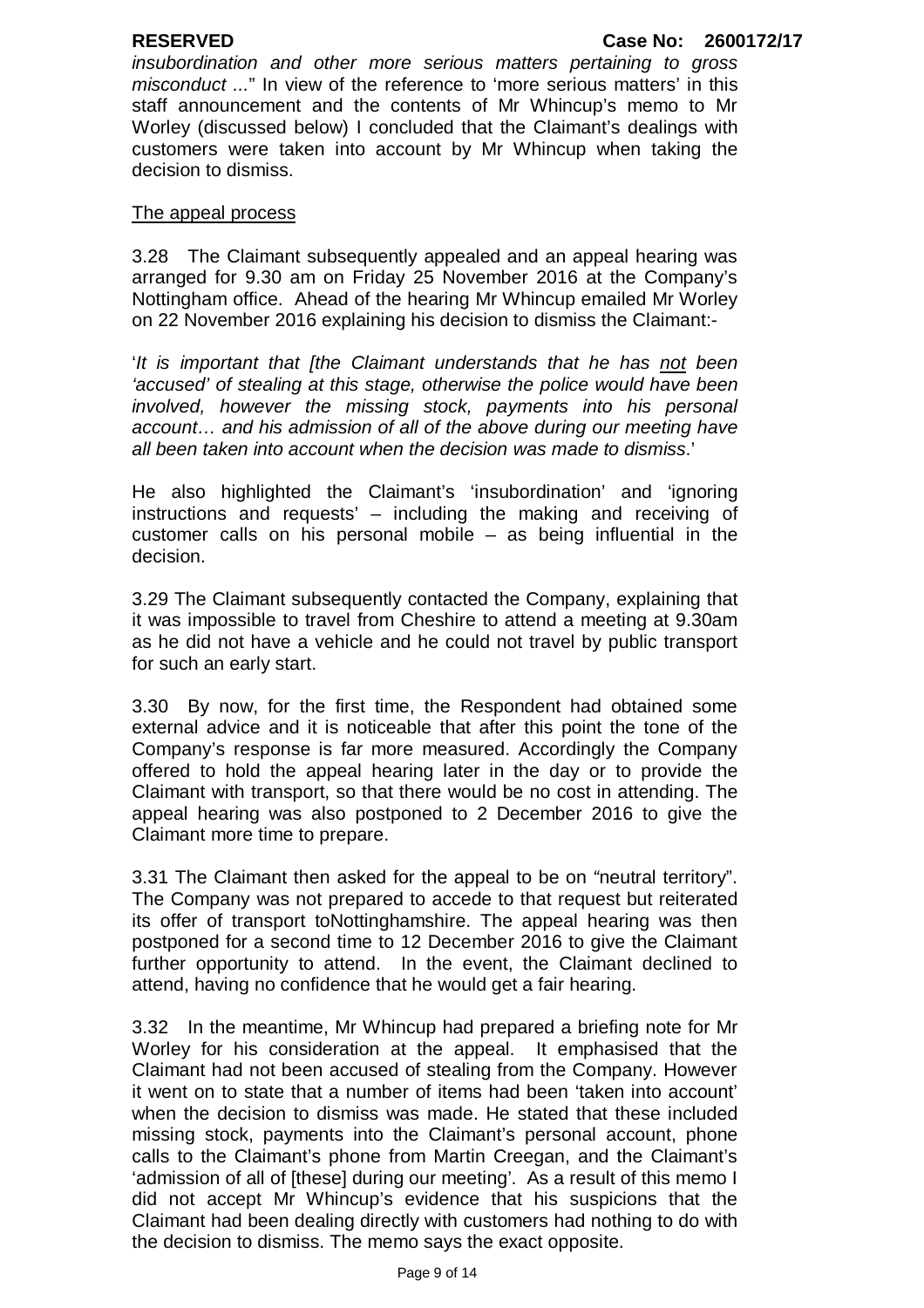*insubordination and other more serious matters pertaining to gross misconduct ...*" In view of the reference to 'more serious matters' in this staff announcement and the contents of Mr Whincup's memo to Mr Worley (discussed below) I concluded that the Claimant's dealings with customers were taken into account by Mr Whincup when taking the decision to dismiss.

<u>The appeal process</u>

3.28 The Claimant subsequently appealed and an appeal hearing was arranged for 9.30 am on Friday 25 November 2016 at the Company's Nottingham office. Ahead of the hearing Mr Whincup emailed Mr Worley on 22 November 2016 explaining his decision to dismiss the Claimant:-

'*It is important that [the Claimant understands that he has <u>not</u> been 'accused' of stealing at this stage, otherwise the police would have been involved, however the missing stock, payments into his personal account… and his admission of all of the above during our meeting have all been taken into account when the decision was made to dismiss*.'

He also highlighted the Claimant's 'insubordination' and 'ignoring instructions and requests' – including the making and receiving of customer calls on his personal mobile – as being influential in the decision.

3.29 The Claimant subsequently contacted the Company, explaining that it was impossible to travel from Cheshire to attend a meeting at 9.30am as he did not have a vehicle and he could not travel by public transport for such an early start.

3.30 By now, for the first time, the Respondent had obtained some external advice and it is noticeable that after this point the tone of the Company's response is far more measured. Accordingly the Company offered to hold the appeal hearing later in the day or to provide the Claimant with transport, so that there would be no cost in attending. The appeal hearing was also postponed to 2 December 2016 to give the Claimant more time to prepare.

3.31 The Claimant then asked for the appeal to be on "neutral territory". The Company was not prepared to accede to that request but reiterated its offer of transport toNottinghamshire. The appeal hearing was then postponed for a second time to 12 December 2016 to give the Claimant further opportunity to attend. In the event, the Claimant declined to attend, having no confidence that he would get a fair hearing.

3.32 In the meantime, Mr Whincup had prepared a briefing note for Mr Worley for his consideration at the appeal. It emphasised that the Claimant had not been accused of stealing from the Company. However it went on to state that a number of items had been 'taken into account' when the decision to dismiss was made. He stated that these included missing stock, payments into the Claimant's personal account, phone calls to the Claimant's phone from Martin Creegan, and the Claimant's 'admission of all of [these] during our meeting'. As a result of this memo I did not accept Mr Whincup's evidence that his suspicions that the Claimant had been dealing directly with customers had nothing to do with the decision to dismiss. The memo says the exact opposite.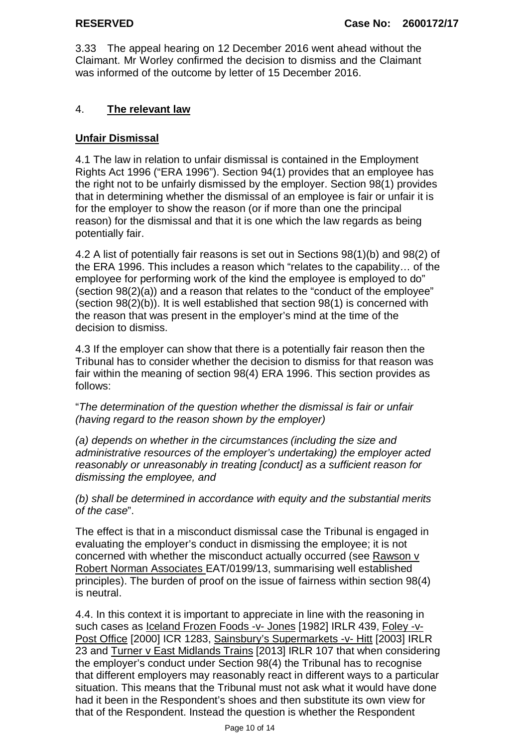3.33 The appeal hearing on 12 December 2016 went ahead without the Claimant. Mr Worley confirmed the decision to dismiss and the Claimant was informed of the outcome by letter of 15 December 2016.

## 4. **The relevant law**

### **Unfair Dismissal**

4.1 The law in relation to unfair dismissal is contained in the Employment Rights Act 1996 ("ERA 1996"). Section 94(1) provides that an employee has the right not to be unfairly dismissed by the employer. Section 98(1) provides that in determining whether the dismissal of an employee is fair or unfair it is for the employer to show the reason (or if more than one the principal reason) for the dismissal and that it is one which the law regards as being potentially fair.

4.2 A list of potentially fair reasons is set out in Sections 98(1)(b) and 98(2) of the ERA 1996. This includes a reason which "relates to the capability… of the employee for performing work of the kind the employee is employed to do" (section 98(2)(a)) and a reason that relates to the "conduct of the employee" (section 98(2)(b)). It is well established that section 98(1) is concerned with the reason that was present in the employer's mind at the time of the decision to dismiss.

4.3 If the employer can show that there is a potentially fair reason then the Tribunal has to consider whether the decision to dismiss for that reason was fair within the meaning of section 98(4) ERA 1996. This section provides as follows:

"*The determination of the question whether the dismissal is fair or unfair (having regard to the reason shown by the employer)*

*(a) depends on whether in the circumstances (including the size and administrative resources of the employer's undertaking) the employer acted reasonably or unreasonably in treating [conduct] as a sufficient reason for dismissing the employee, and*

*(b) shall be determined in accordance with equity and the substantial merits of the case*".

The effect is that in a misconduct dismissal case the Tribunal is engaged in evaluating the employer's conduct in dismissing the employee; it is not concerned with whether the misconduct actually occurred (see Rawson v Robert Norman Associates EAT/0199/13, summarising well established principles). The burden of proof on the issue of fairness within section 98(4) is neutral.

4.4. In this context it is important to appreciate in line with the reasoning in such cases as Iceland Frozen Foods -v- Jones [1982] IRLR 439, Foley -v- Post Office [2000] ICR 1283, Sainsbury's Supermarkets -v- Hitt [2003] IRLR 23 and Turner v East Midlands Trains [2013] IRLR 107 that when considering the employer's conduct under Section 98(4) the Tribunal has to recognise that different employers may reasonably react in different ways to a particular situation. This means that the Tribunal must not ask what it would have done had it been in the Respondent's shoes and then substitute its own view for that of the Respondent. Instead the question is whether the Respondent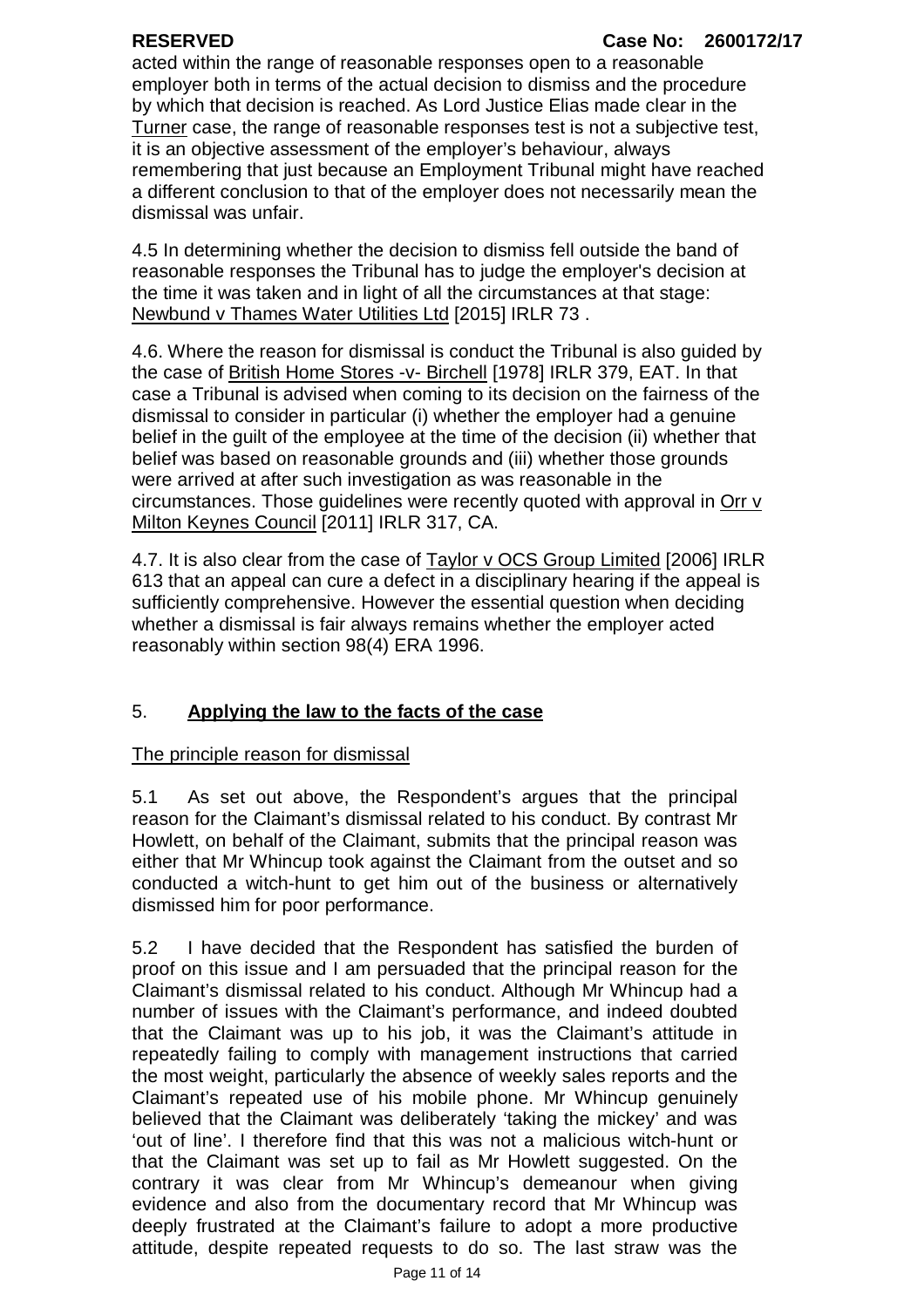acted within the range of reasonable responses open to a reasonable employer both in terms of the actual decision to dismiss and the procedure by which that decision is reached. As Lord Justice Elias made clear in the Turner case, the range of reasonable responses test is not a subjective test, it is an objective assessment of the employer's behaviour, always remembering that just because an Employment Tribunal might have reached a different conclusion to that of the employer does not necessarily mean the dismissal was unfair.

4.5 In determining whether the decision to dismiss fell outside the band of reasonable responses the Tribunal has to judge the employer's decision at the time it was taken and in light of all the circumstances at that stage: Newbund v Thames Water Utilities Ltd [2015] IRLR 73 .

4.6. Where the reason for dismissal is conduct the Tribunal is also guided by the case of British Home Stores -v- Birchell [1978] IRLR 379, EAT. In that case a Tribunal is advised when coming to its decision on the fairness of the dismissal to consider in particular (i) whether the employer had a genuine belief in the guilt of the employee at the time of the decision (ii) whether that belief was based on reasonable grounds and (iii) whether those grounds were arrived at after such investigation as was reasonable in the circumstances. Those guidelines were recently quoted with approval in Orr v Milton Keynes Council [2011] IRLR 317, CA.

4.7. It is also clear from the case of Taylor v OCS Group Limited [2006] IRLR 613 that an appeal can cure a defect in a disciplinary hearing if the appeal is sufficiently comprehensive. However the essential question when deciding whether a dismissal is fair always remains whether the employer acted reasonably within section 98(4) ERA 1996.

## 5. **Applying the law to the facts of the case**

The principle reason for dismissal

5.1 As set out above, the Respondent's argues that the principal reason for the Claimant's dismissal related to his conduct. By contrast Mr Howlett, on behalf of the Claimant, submits that the principal reason was either that Mr Whincup took against the Claimant from the outset and so conducted a witch-hunt to get him out of the business or alternatively dismissed him for poor performance.

5.2 I have decided that the Respondent has satisfied the burden of proof on this issue and I am persuaded that the principal reason for the Claimant's dismissal related to his conduct. Although Mr Whincup had a number of issues with the Claimant's performance, and indeed doubted that the Claimant was up to his job, it was the Claimant's attitude in repeatedly failing to comply with management instructions that carried the most weight, particularly the absence of weekly sales reports and the Claimant's repeated use of his mobile phone. Mr Whincup genuinely believed that the Claimant was deliberately 'taking the mickey' and was 'out of line'. I therefore find that this was not a malicious witch-hunt or that the Claimant was set up to fail as Mr Howlett suggested. On the contrary it was clear from Mr Whincup's demeanour when giving evidence and also from the documentary record that Mr Whincup was deeply frustrated at the Claimant's failure to adopt a more productive attitude, despite repeated requests to do so. The last straw was the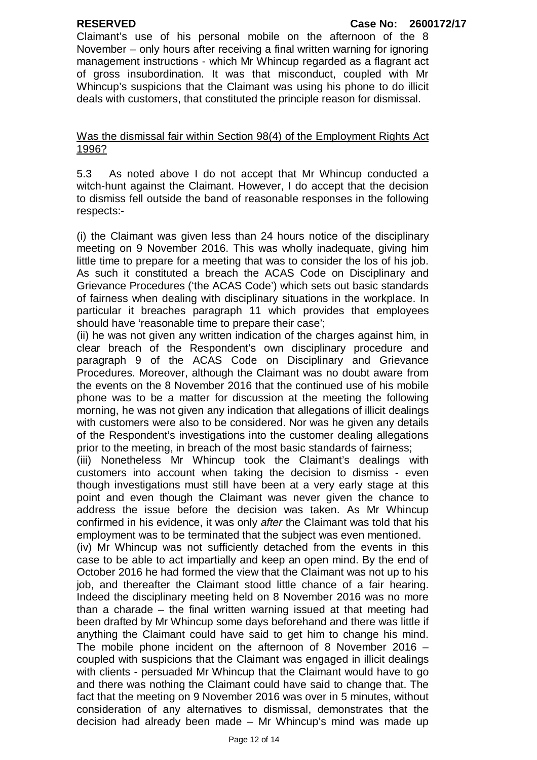Claimant's use of his personal mobile on the afternoon of the 8 November – only hours after receiving a final written warning for ignoring management instructions - which Mr Whincup regarded as a flagrant act of gross insubordination. It was that misconduct, coupled with Mr Whincup's suspicions that the Claimant was using his phone to do illicit deals with customers, that constituted the principle reason for dismissal.

Was the dismissal fair within Section 98(4) of the Employment Rights Act 1996?

5.3 As noted above I do not accept that Mr Whincup conducted a witch-hunt against the Claimant. However, I do accept that the decision to dismiss fell outside the band of reasonable responses in the following respects:-

(i) the Claimant was given less than 24 hours notice of the disciplinary meeting on 9 November 2016. This was wholly inadequate, giving him little time to prepare for a meeting that was to consider the los of his job. As such it constituted a breach the ACAS Code on Disciplinary and Grievance Procedures ('the ACAS Code') which sets out basic standards of fairness when dealing with disciplinary situations in the workplace. In particular it breaches paragraph 11 which provides that employees should have 'reasonable time to prepare their case';

(ii) he was not given any written indication of the charges against him, in clear breach of the Respondent's own disciplinary procedure and paragraph 9 of the ACAS Code on Disciplinary and Grievance Procedures. Moreover, although the Claimant was no doubt aware from the events on the 8 November 2016 that the continued use of his mobile phone was to be a matter for discussion at the meeting the following morning, he was not given any indication that allegations of illicit dealings with customers were also to be considered. Nor was he given any details of the Respondent's investigations into the customer dealing allegations prior to the meeting, in breach of the most basic standards of fairness;

(iii) Nonetheless Mr Whincup took the Claimant's dealings with customers into account when taking the decision to dismiss - even though investigations must still have been at a very early stage at this point and even though the Claimant was never given the chance to address the issue before the decision was taken. As Mr Whincup confirmed in his evidence, it was only *after* the Claimant was told that his employment was to be terminated that the subject was even mentioned.

(iv) Mr Whincup was not sufficiently detached from the events in this case to be able to act impartially and keep an open mind. By the end of October 2016 he had formed the view that the Claimant was not up to his job, and thereafter the Claimant stood little chance of a fair hearing. Indeed the disciplinary meeting held on 8 November 2016 was no more than a charade – the final written warning issued at that meeting had been drafted by Mr Whincup some days beforehand and there was little if anything the Claimant could have said to get him to change his mind. The mobile phone incident on the afternoon of 8 November 2016 – coupled with suspicions that the Claimant was engaged in illicit dealings with clients - persuaded Mr Whincup that the Claimant would have to go and there was nothing the Claimant could have said to change that. The fact that the meeting on 9 November 2016 was over in 5 minutes, without consideration of any alternatives to dismissal, demonstrates that the decision had already been made – Mr Whincup's mind was made up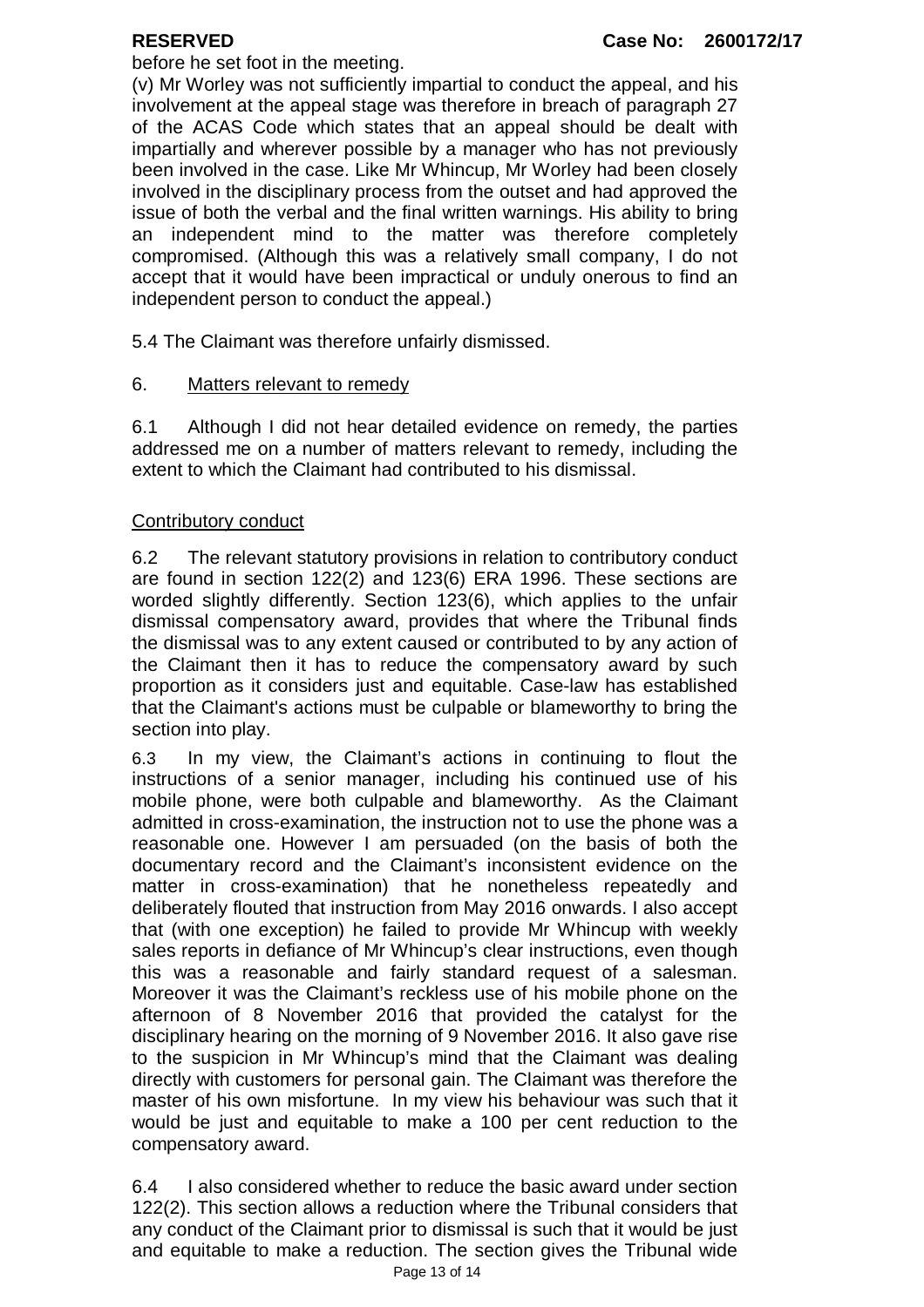before he set foot in the meeting.

(v) Mr Worley was not sufficiently impartial to conduct the appeal, and his involvement at the appeal stage was therefore in breach of paragraph 27 of the ACAS Code which states that an appeal should be dealt with impartially and wherever possible by a manager who has not previously been involved in the case. Like Mr Whincup, Mr Worley had been closely involved in the disciplinary process from the outset and had approved the issue of both the verbal and the final written warnings. His ability to bring an independent mind to the matter was therefore completely compromised. (Although this was a relatively small company, I do not accept that it would have been impractical or unduly onerous to find an independent person to conduct the appeal.)

5.4 The Claimant was therefore unfairly dismissed.

## 6. Matters relevant to remedy

6.1 Although I did not hear detailed evidence on remedy, the parties addressed me on a number of matters relevant to remedy, including the extent to which the Claimant had contributed to his dismissal.

### Contributory conduct

6.2 The relevant statutory provisions in relation to contributory conduct are found in section 122(2) and 123(6) ERA 1996. These sections are worded slightly differently. Section 123(6), which applies to the unfair dismissal compensatory award, provides that where the Tribunal finds the dismissal was to any extent caused or contributed to by any action of the Claimant then it has to reduce the compensatory award by such proportion as it considers just and equitable. Case-law has established that the Claimant's actions must be culpable or blameworthy to bring the section into play.

6.3 In my view, the Claimant's actions in continuing to flout the instructions of a senior manager, including his continued use of his mobile phone, were both culpable and blameworthy. As the Claimant admitted in cross-examination, the instruction not to use the phone was a reasonable one. However I am persuaded (on the basis of both the documentary record and the Claimant's inconsistent evidence on the matter in cross-examination) that he nonetheless repeatedly and deliberately flouted that instruction from May 2016 onwards. I also accept that (with one exception) he failed to provide Mr Whincup with weekly sales reports in defiance of Mr Whincup's clear instructions, even though this was a reasonable and fairly standard request of a salesman. Moreover it was the Claimant's reckless use of his mobile phone on the afternoon of 8 November 2016 that provided the catalyst for the disciplinary hearing on the morning of 9 November 2016. It also gave rise to the suspicion in Mr Whincup's mind that the Claimant was dealing directly with customers for personal gain. The Claimant was therefore the master of his own misfortune. In my view his behaviour was such that it would be just and equitable to make a 100 per cent reduction to the compensatory award.

6.4 I also considered whether to reduce the basic award under section 122(2). This section allows a reduction where the Tribunal considers that any conduct of the Claimant prior to dismissal is such that it would be just and equitable to make a reduction. The section gives the Tribunal wide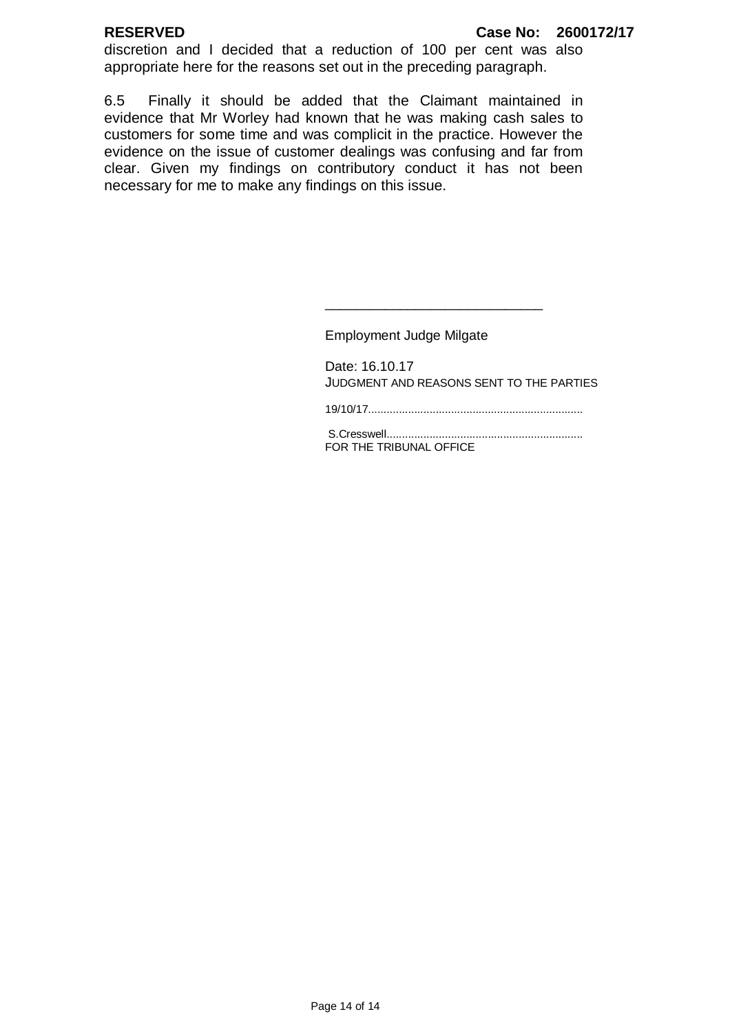discretion and I decided that a reduction of 100 per cent was also appropriate here for the reasons set out in the preceding paragraph.

6.5 Finally it should be added that the Claimant maintained in evidence that Mr Worley had known that he was making cash sales to customers for some time and was complicit in the practice. However the evidence on the issue of customer dealings was confusing and far from clear. Given my findings on contributory conduct it has not been necessary for me to make any findings on this issue.

\_\_\_\_\_\_\_\_\_\_\_\_\_\_\_\_\_\_\_\_\_\_\_\_\_\_\_\_\_\_

Employment Judge Milgate

Date: 16.10.17

JUDGMENT AND REASONS SENT TO THE PARTIES

19/10/17......................................................................

S.Cresswell................................................................

FOR THE TRIBUNAL OFFICE